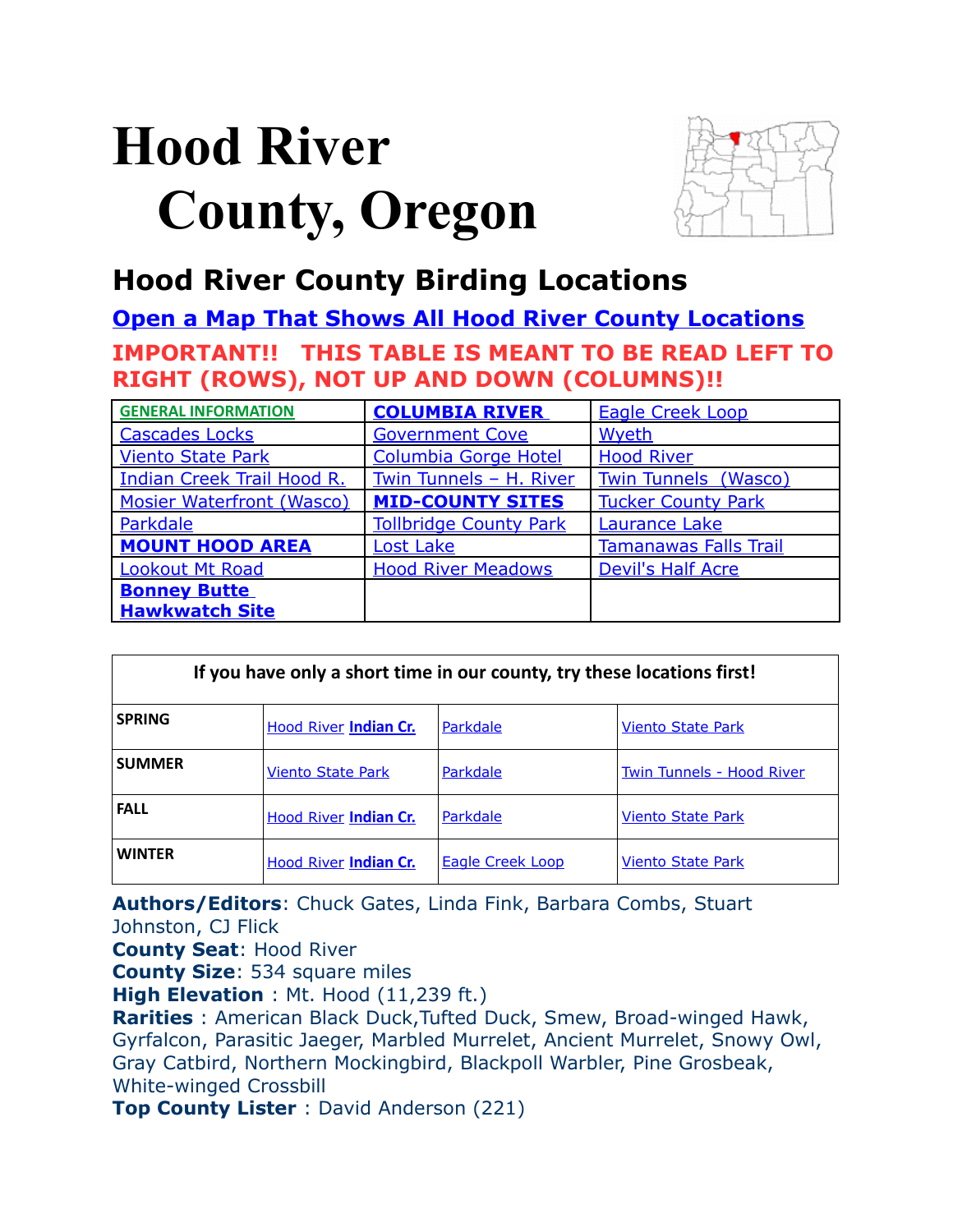# Hood River County, Oregon

## Hood River County Birding Locations

**Open a Map That Shows All Hood River County Locations**

**IMPORTANT!! THIS TABLE IS MEANT TO BE READ LEFT TO RIGHT (ROWS), NOT UP AND DOWN (COLUMNS)!!**

| | | |
|---|---|---|
| GENERAL INFORMATION | **COLUMBIA RIVER** | Eagle Creek Loop |
| Cascades Locks | Government Cove | Wyeth |
| Viento State Park | Columbia Gorge Hotel | Hood River |
| Indian Creek Trail Hood R. | Twin Tunnels – H. River | Twin Tunnels (Wasco) |
| Mosier Waterfront (Wasco) | **MID-COUNTY SITES** | Tucker County Park |
| Parkdale | Tollbridge County Park | Laurance Lake |
| **MOUNT HOOD AREA** | Lost Lake | Tamanawas Falls Trail |
| Lookout Mt Road | Hood River Meadows | Devil's Half Acre |
| **Bonney Butte Hawkwatch Site** | | |

| If you have only a short time in our county, try these locations first! | | | |
|---|---|---|---|
| SPRING | Hood River **Indian Cr.** | Parkdale | Viento State Park |
| SUMMER | Viento State Park | Parkdale | Twin Tunnels - Hood River |
| FALL | Hood River **Indian Cr.** | Parkdale | Viento State Park |
| WINTER | Hood River **Indian Cr.** | Eagle Creek Loop | Viento State Park |

**Authors/Editors**: Chuck Gates, Linda Fink, Barbara Combs, Stuart Johnston, CJ Flick

**County Seat**: Hood River

**County Size**: 534 square miles

**High Elevation** : Mt. Hood (11,239 ft.)

**Rarities** : American Black Duck,Tufted Duck, Smew, Broad-winged Hawk, Gyrfalcon, Parasitic Jaeger, Marbled Murrelet, Ancient Murrelet, Snowy Owl, Gray Catbird, Northern Mockingbird, Blackpoll Warbler, Pine Grosbeak, White-winged Crossbill

**Top County Lister** : David Anderson (221)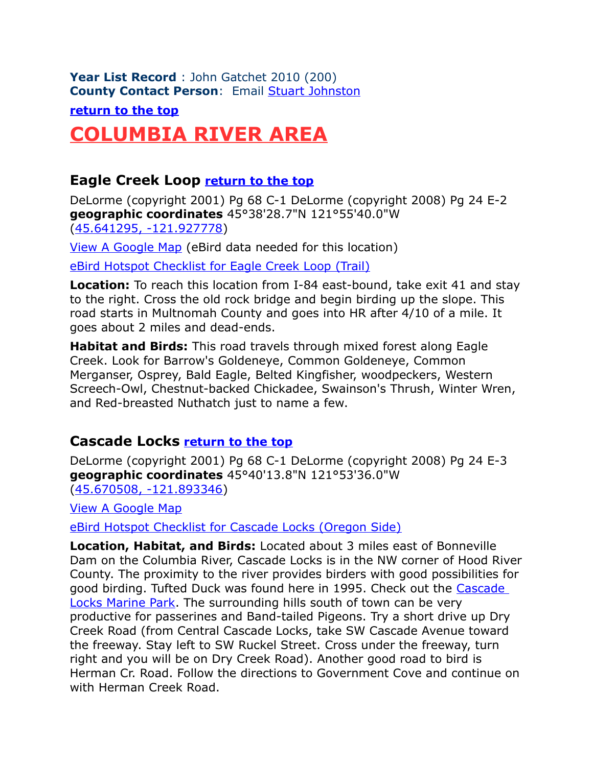**Year List Record** : John Gatchet 2010 (200)
**County Contact Person**: Email Stuart Johnston

**return to the top**

# COLUMBIA RIVER AREA

## Eagle Creek Loop return to the top

DeLorme (copyright 2001) Pg 68 C-1 DeLorme (copyright 2008) Pg 24 E-2
**geographic coordinates** 45°38'28.7"N 121°55'40.0"W
(45.641295, -121.927778)

View A Google Map (eBird data needed for this location)

eBird Hotspot Checklist for Eagle Creek Loop (Trail)

**Location:** To reach this location from I-84 east-bound, take exit 41 and stay to the right. Cross the old rock bridge and begin birding up the slope. This road starts in Multnomah County and goes into HR after 4/10 of a mile. It goes about 2 miles and dead-ends.

**Habitat and Birds:** This road travels through mixed forest along Eagle Creek. Look for Barrow's Goldeneye, Common Goldeneye, Common Merganser, Osprey, Bald Eagle, Belted Kingfisher, woodpeckers, Western Screech-Owl, Chestnut-backed Chickadee, Swainson's Thrush, Winter Wren, and Red-breasted Nuthatch just to name a few.

## Cascade Locks return to the top

DeLorme (copyright 2001) Pg 68 C-1 DeLorme (copyright 2008) Pg 24 E-3
**geographic coordinates** 45°40'13.8"N 121°53'36.0"W
(45.670508, -121.893346)

View A Google Map

eBird Hotspot Checklist for Cascade Locks (Oregon Side)

**Location, Habitat, and Birds:** Located about 3 miles east of Bonneville Dam on the Columbia River, Cascade Locks is in the NW corner of Hood River County. The proximity to the river provides birders with good possibilities for good birding. Tufted Duck was found here in 1995. Check out the Cascade Locks Marine Park. The surrounding hills south of town can be very productive for passerines and Band-tailed Pigeons. Try a short drive up Dry Creek Road (from Central Cascade Locks, take SW Cascade Avenue toward the freeway. Stay left to SW Ruckel Street. Cross under the freeway, turn right and you will be on Dry Creek Road). Another good road to bird is Herman Cr. Road. Follow the directions to Government Cove and continue on with Herman Creek Road.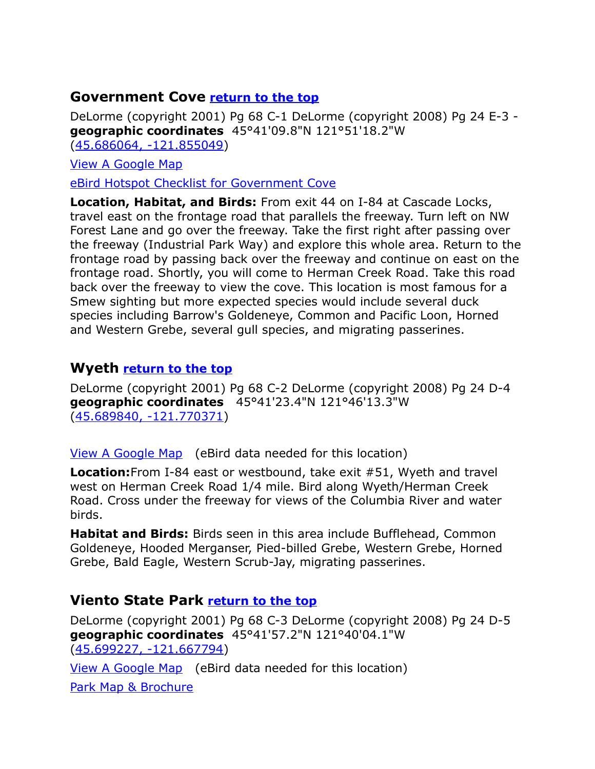## Government Cove [return to the top]

DeLorme (copyright 2001) Pg 68 C-1 DeLorme (copyright 2008) Pg 24 E-3 - **geographic coordinates** 45°41'09.8"N 121°51'18.2"W (45.686064, -121.855049)

View A Google Map

eBird Hotspot Checklist for Government Cove

**Location, Habitat, and Birds:** From exit 44 on I-84 at Cascade Locks, travel east on the frontage road that parallels the freeway. Turn left on NW Forest Lane and go over the freeway. Take the first right after passing over the freeway (Industrial Park Way) and explore this whole area. Return to the frontage road by passing back over the freeway and continue on east on the frontage road. Shortly, you will come to Herman Creek Road. Take this road back over the freeway to view the cove. This location is most famous for a Smew sighting but more expected species would include several duck species including Barrow's Goldeneye, Common and Pacific Loon, Horned and Western Grebe, several gull species, and migrating passerines.

## Wyeth [return to the top]

DeLorme (copyright 2001) Pg 68 C-2 DeLorme (copyright 2008) Pg 24 D-4 **geographic coordinates** 45°41'23.4"N 121°46'13.3"W (45.689840, -121.770371)

View A Google Map (eBird data needed for this location)

**Location:** From I-84 east or westbound, take exit #51, Wyeth and travel west on Herman Creek Road 1/4 mile. Bird along Wyeth/Herman Creek Road. Cross under the freeway for views of the Columbia River and water birds.

**Habitat and Birds:** Birds seen in this area include Bufflehead, Common Goldeneye, Hooded Merganser, Pied-billed Grebe, Western Grebe, Horned Grebe, Bald Eagle, Western Scrub-Jay, migrating passerines.

## Viento State Park [return to the top]

DeLorme (copyright 2001) Pg 68 C-3 DeLorme (copyright 2008) Pg 24 D-5 **geographic coordinates** 45°41'57.2"N 121°40'04.1"W (45.699227, -121.667794)

View A Google Map (eBird data needed for this location)

Park Map & Brochure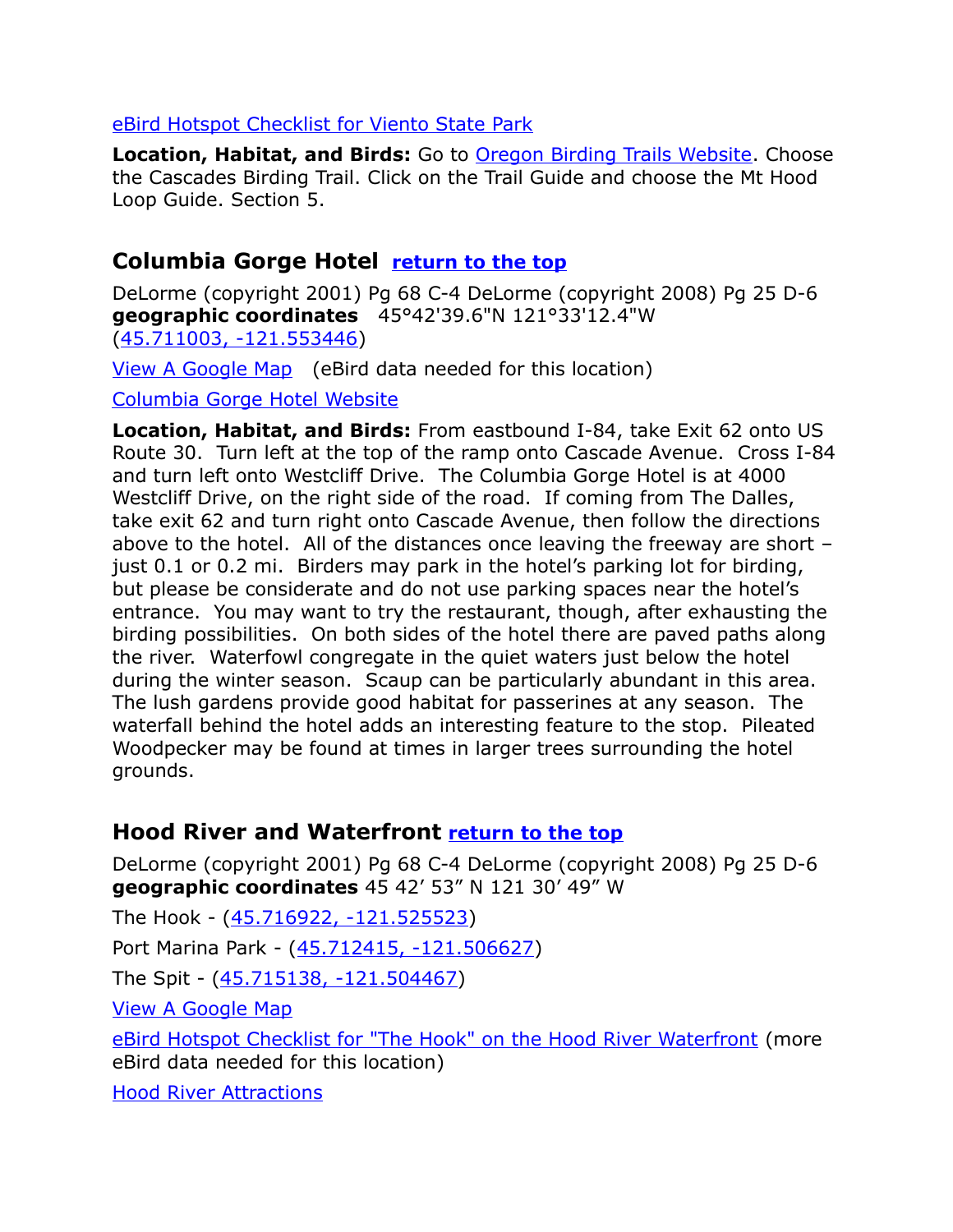[eBird Hotspot Checklist for Viento State Park]

**Location, Habitat, and Birds:** Go to [Oregon Birding Trails Website]. Choose the Cascades Birding Trail. Click on the Trail Guide and choose the Mt Hood Loop Guide. Section 5.

## Columbia Gorge Hotel [return to the top]

DeLorme (copyright 2001) Pg 68 C-4 DeLorme (copyright 2008) Pg 25 D-6
**geographic coordinates** 45°42'39.6"N 121°33'12.4"W
([45.711003, -121.553446])

[View A Google Map] (eBird data needed for this location)

[Columbia Gorge Hotel Website]

**Location, Habitat, and Birds:** From eastbound I-84, take Exit 62 onto US Route 30. Turn left at the top of the ramp onto Cascade Avenue. Cross I-84 and turn left onto Westcliff Drive. The Columbia Gorge Hotel is at 4000 Westcliff Drive, on the right side of the road. If coming from The Dalles, take exit 62 and turn right onto Cascade Avenue, then follow the directions above to the hotel. All of the distances once leaving the freeway are short – just 0.1 or 0.2 mi. Birders may park in the hotel's parking lot for birding, but please be considerate and do not use parking spaces near the hotel's entrance. You may want to try the restaurant, though, after exhausting the birding possibilities. On both sides of the hotel there are paved paths along the river. Waterfowl congregate in the quiet waters just below the hotel during the winter season. Scaup can be particularly abundant in this area. The lush gardens provide good habitat for passerines at any season. The waterfall behind the hotel adds an interesting feature to the stop. Pileated Woodpecker may be found at times in larger trees surrounding the hotel grounds.

## Hood River and Waterfront [return to the top]

DeLorme (copyright 2001) Pg 68 C-4 DeLorme (copyright 2008) Pg 25 D-6
**geographic coordinates** 45 42′ 53″ N 121 30′ 49″ W

The Hook - ([45.716922, -121.525523])

Port Marina Park - ([45.712415, -121.506627])

The Spit - ([45.715138, -121.504467])

[View A Google Map]

[eBird Hotspot Checklist for "The Hook" on the Hood River Waterfront] (more eBird data needed for this location)

[Hood River Attractions]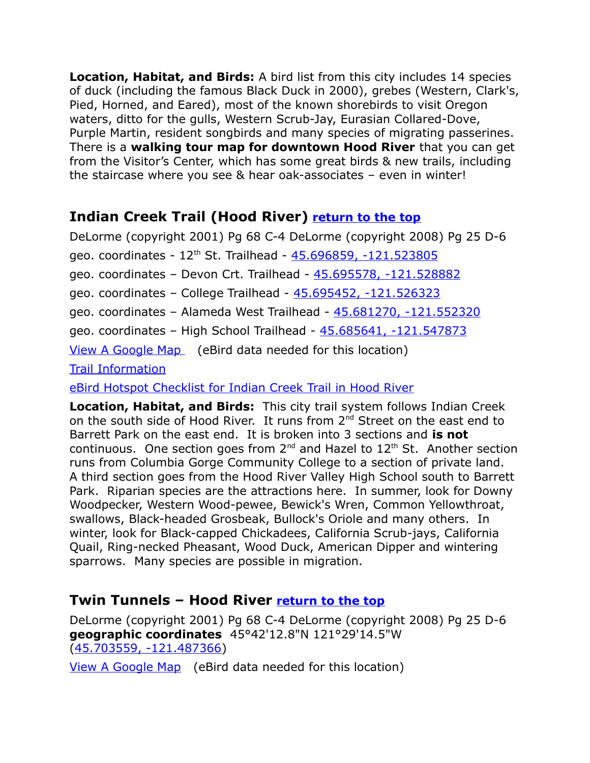**Location, Habitat, and Birds:** A bird list from this city includes 14 species of duck (including the famous Black Duck in 2000), grebes (Western, Clark's, Pied, Horned, and Eared), most of the known shorebirds to visit Oregon waters, ditto for the gulls, Western Scrub-Jay, Eurasian Collared-Dove, Purple Martin, resident songbirds and many species of migrating passerines. There is a **walking tour map for downtown Hood River** that you can get from the Visitor's Center, which has some great birds & new trails, including the staircase where you see & hear oak-associates – even in winter!

## Indian Creek Trail (Hood River) return to the top

DeLorme (copyright 2001) Pg 68 C-4 DeLorme (copyright 2008) Pg 25 D-6

geo. coordinates - 12th St. Trailhead - 45.696859, -121.523805

geo. coordinates – Devon Crt. Trailhead - 45.695578, -121.528882

geo. coordinates – College Trailhead - 45.695452, -121.526323

geo. coordinates – Alameda West Trailhead - 45.681270, -121.552320

geo. coordinates – High School Trailhead - 45.685641, -121.547873

View A Google Map (eBird data needed for this location)

Trail Information

eBird Hotspot Checklist for Indian Creek Trail in Hood River

**Location, Habitat, and Birds:** This city trail system follows Indian Creek on the south side of Hood River. It runs from 2nd Street on the east end to Barrett Park on the east end. It is broken into 3 sections and **is not** continuous. One section goes from 2nd and Hazel to 12th St. Another section runs from Columbia Gorge Community College to a section of private land. A third section goes from the Hood River Valley High School south to Barrett Park. Riparian species are the attractions here. In summer, look for Downy Woodpecker, Western Wood-pewee, Bewick's Wren, Common Yellowthroat, swallows, Black-headed Grosbeak, Bullock's Oriole and many others. In winter, look for Black-capped Chickadees, California Scrub-jays, California Quail, Ring-necked Pheasant, Wood Duck, American Dipper and wintering sparrows. Many species are possible in migration.

## Twin Tunnels – Hood River return to the top

DeLorme (copyright 2001) Pg 68 C-4 DeLorme (copyright 2008) Pg 25 D-6
**geographic coordinates** 45°42'12.8"N 121°29'14.5"W (45.703559, -121.487366)

View A Google Map (eBird data needed for this location)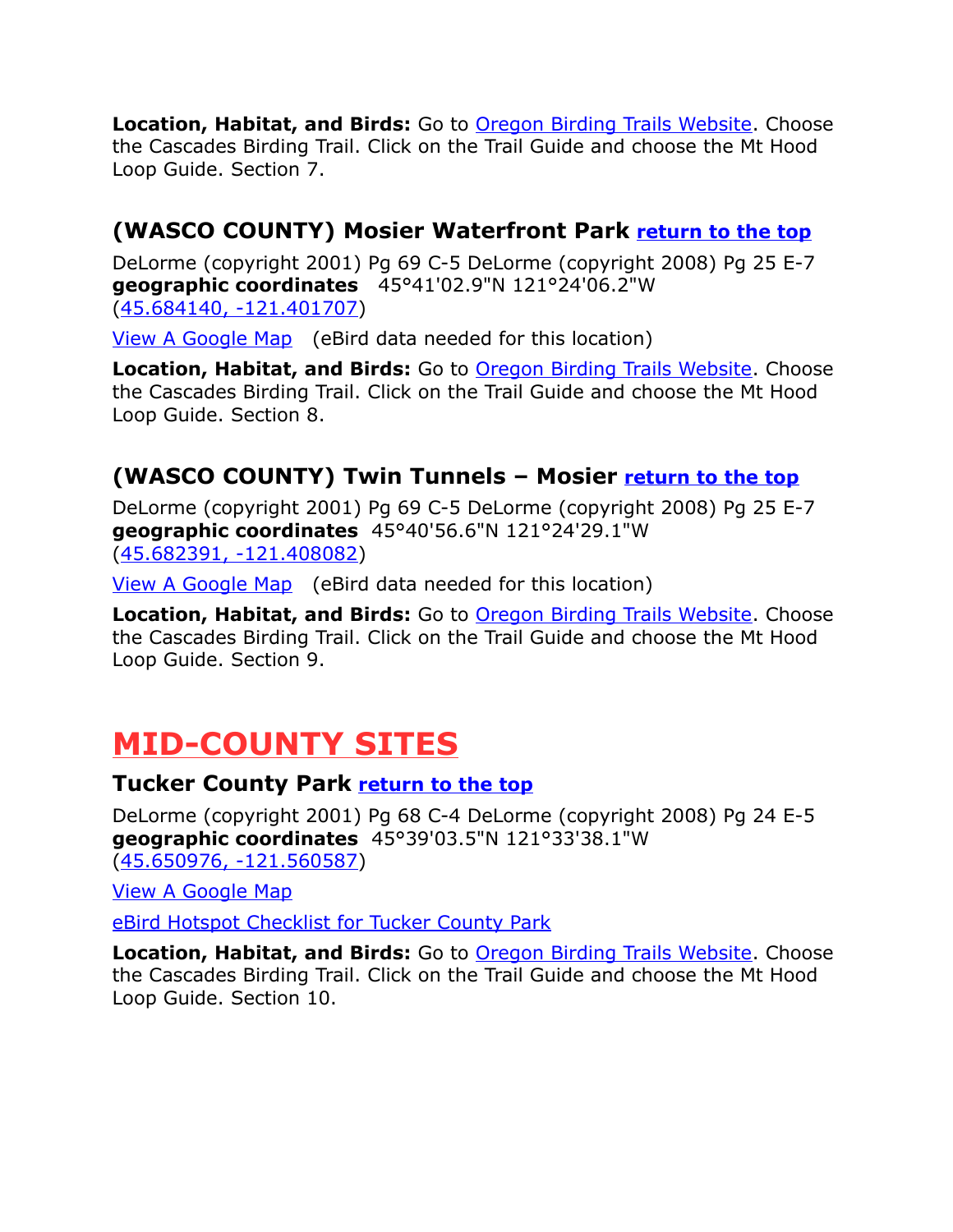**Location, Habitat, and Birds:** Go to Oregon Birding Trails Website. Choose the Cascades Birding Trail. Click on the Trail Guide and choose the Mt Hood Loop Guide. Section 7.

### (WASCO COUNTY) Mosier Waterfront Park **return to the top**

DeLorme (copyright 2001) Pg 69 C-5 DeLorme (copyright 2008) Pg 25 E-7
**geographic coordinates** 45°41'02.9"N 121°24'06.2"W
(45.684140, -121.401707)

View A Google Map (eBird data needed for this location)

**Location, Habitat, and Birds:** Go to Oregon Birding Trails Website. Choose the Cascades Birding Trail. Click on the Trail Guide and choose the Mt Hood Loop Guide. Section 8.

### (WASCO COUNTY) Twin Tunnels – Mosier **return to the top**

DeLorme (copyright 2001) Pg 69 C-5 DeLorme (copyright 2008) Pg 25 E-7
**geographic coordinates** 45°40'56.6"N 121°24'29.1"W
(45.682391, -121.408082)

View A Google Map (eBird data needed for this location)

**Location, Habitat, and Birds:** Go to Oregon Birding Trails Website. Choose the Cascades Birding Trail. Click on the Trail Guide and choose the Mt Hood Loop Guide. Section 9.

## MID-COUNTY SITES

### Tucker County Park **return to the top**

DeLorme (copyright 2001) Pg 68 C-4 DeLorme (copyright 2008) Pg 24 E-5
**geographic coordinates** 45°39'03.5"N 121°33'38.1"W
(45.650976, -121.560587)

View A Google Map

eBird Hotspot Checklist for Tucker County Park

**Location, Habitat, and Birds:** Go to Oregon Birding Trails Website. Choose the Cascades Birding Trail. Click on the Trail Guide and choose the Mt Hood Loop Guide. Section 10.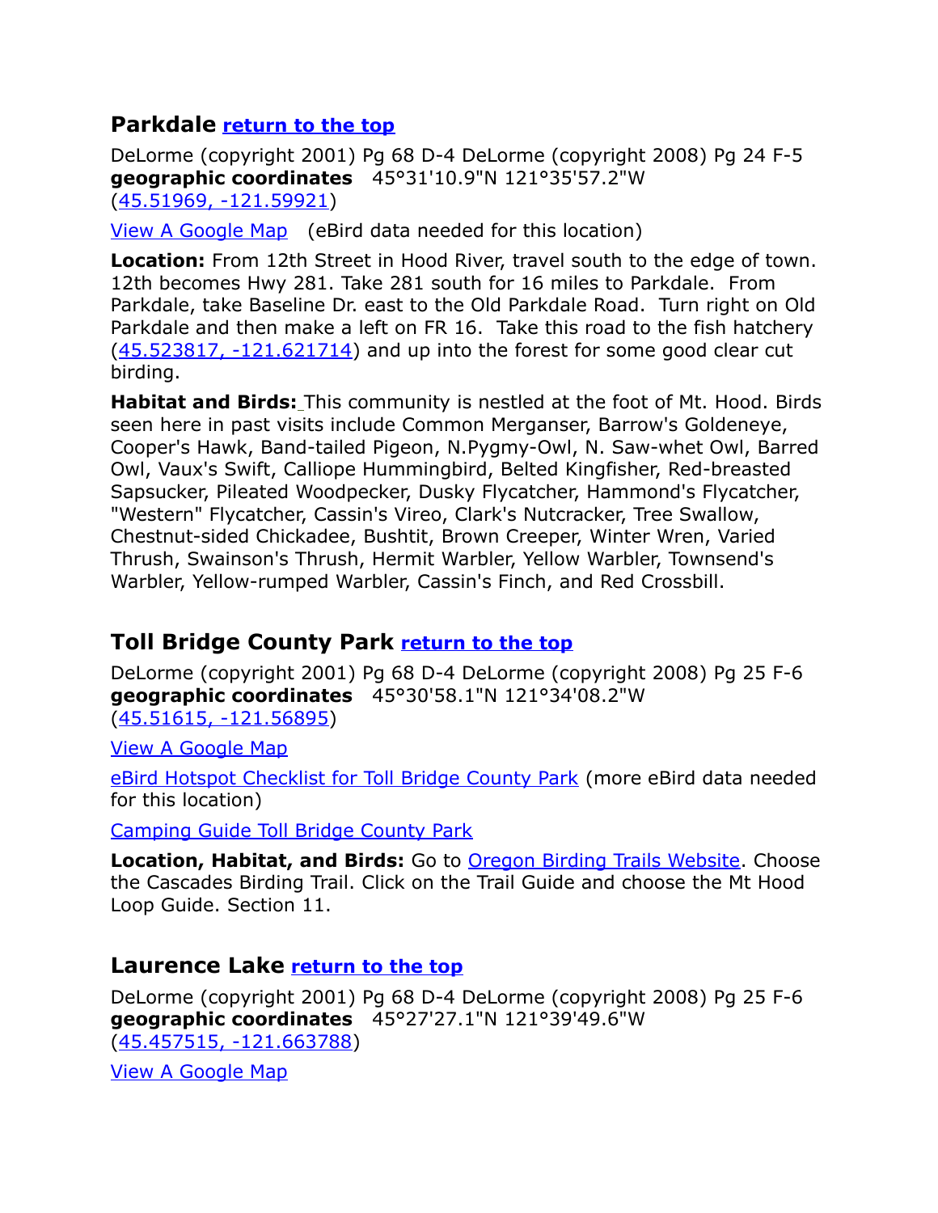## Parkdale [return to the top]

DeLorme (copyright 2001) Pg 68 D-4 DeLorme (copyright 2008) Pg 24 F-5
**geographic coordinates** 45°31'10.9"N 121°35'57.2"W
(45.51969, -121.59921)

View A Google Map (eBird data needed for this location)

**Location:** From 12th Street in Hood River, travel south to the edge of town. 12th becomes Hwy 281. Take 281 south for 16 miles to Parkdale. From Parkdale, take Baseline Dr. east to the Old Parkdale Road. Turn right on Old Parkdale and then make a left on FR 16. Take this road to the fish hatchery (45.523817, -121.621714) and up into the forest for some good clear cut birding.

**Habitat and Birds:** This community is nestled at the foot of Mt. Hood. Birds seen here in past visits include Common Merganser, Barrow's Goldeneye, Cooper's Hawk, Band-tailed Pigeon, N.Pygmy-Owl, N. Saw-whet Owl, Barred Owl, Vaux's Swift, Calliope Hummingbird, Belted Kingfisher, Red-breasted Sapsucker, Pileated Woodpecker, Dusky Flycatcher, Hammond's Flycatcher, "Western" Flycatcher, Cassin's Vireo, Clark's Nutcracker, Tree Swallow, Chestnut-sided Chickadee, Bushtit, Brown Creeper, Winter Wren, Varied Thrush, Swainson's Thrush, Hermit Warbler, Yellow Warbler, Townsend's Warbler, Yellow-rumped Warbler, Cassin's Finch, and Red Crossbill.

## Toll Bridge County Park [return to the top]

DeLorme (copyright 2001) Pg 68 D-4 DeLorme (copyright 2008) Pg 25 F-6
**geographic coordinates** 45°30'58.1"N 121°34'08.2"W
(45.51615, -121.56895)

View A Google Map

eBird Hotspot Checklist for Toll Bridge County Park (more eBird data needed for this location)

Camping Guide Toll Bridge County Park

**Location, Habitat, and Birds:** Go to Oregon Birding Trails Website. Choose the Cascades Birding Trail. Click on the Trail Guide and choose the Mt Hood Loop Guide. Section 11.

## Laurence Lake [return to the top]

DeLorme (copyright 2001) Pg 68 D-4 DeLorme (copyright 2008) Pg 25 F-6
**geographic coordinates** 45°27'27.1"N 121°39'49.6"W
(45.457515, -121.663788)

View A Google Map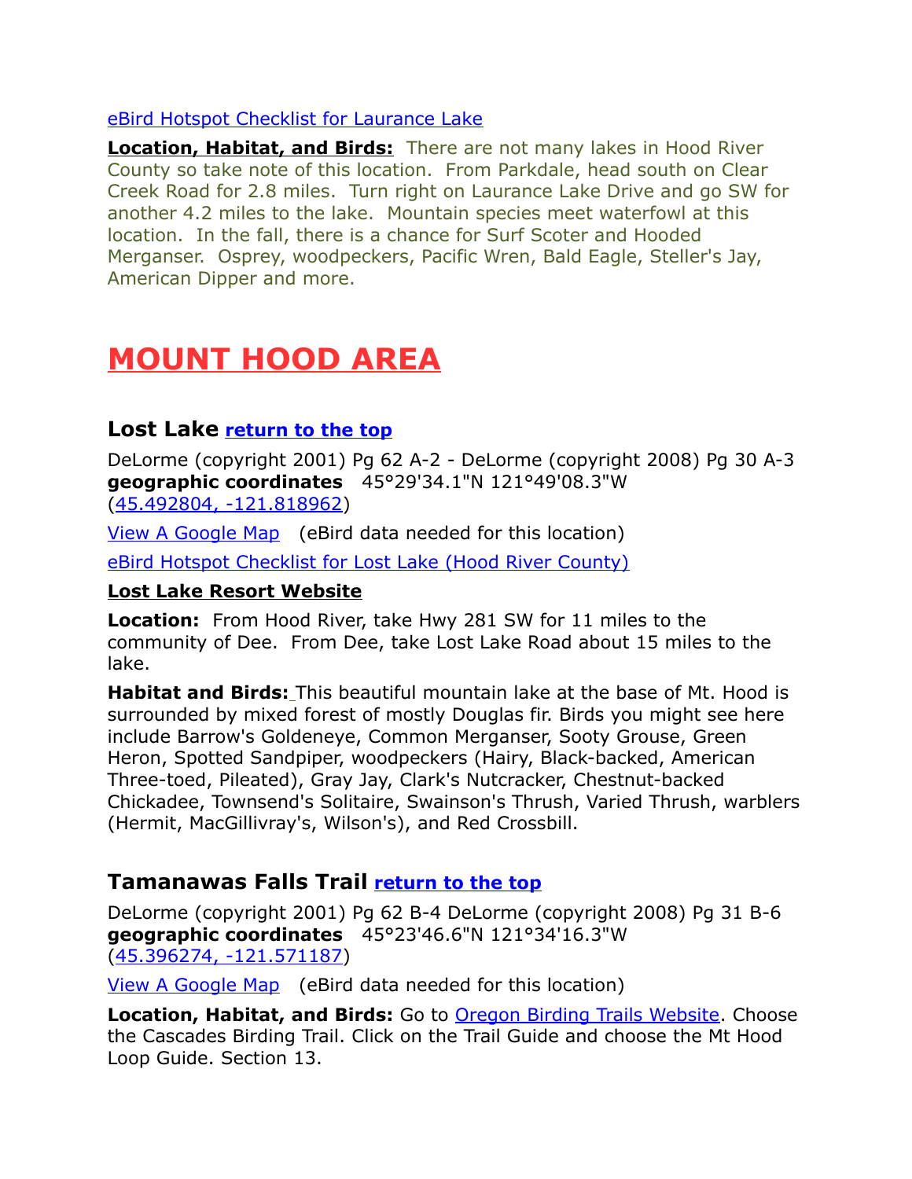[eBird Hotspot Checklist for Laurance Lake]

**Location, Habitat, and Birds:** There are not many lakes in Hood River County so take note of this location. From Parkdale, head south on Clear Creek Road for 2.8 miles. Turn right on Laurance Lake Drive and go SW for another 4.2 miles to the lake. Mountain species meet waterfowl at this location. In the fall, there is a chance for Surf Scoter and Hooded Merganser. Osprey, woodpeckers, Pacific Wren, Bald Eagle, Steller's Jay, American Dipper and more.

# MOUNT HOOD AREA

## Lost Lake [return to the top]

DeLorme (copyright 2001) Pg 62 A-2 - DeLorme (copyright 2008) Pg 30 A-3
**geographic coordinates** 45°29'34.1"N 121°49'08.3"W
(45.492804, -121.818962)

View A Google Map (eBird data needed for this location)

eBird Hotspot Checklist for Lost Lake (Hood River County)

**Lost Lake Resort Website**

**Location:** From Hood River, take Hwy 281 SW for 11 miles to the community of Dee. From Dee, take Lost Lake Road about 15 miles to the lake.

**Habitat and Birds:** This beautiful mountain lake at the base of Mt. Hood is surrounded by mixed forest of mostly Douglas fir. Birds you might see here include Barrow's Goldeneye, Common Merganser, Sooty Grouse, Green Heron, Spotted Sandpiper, woodpeckers (Hairy, Black-backed, American Three-toed, Pileated), Gray Jay, Clark's Nutcracker, Chestnut-backed Chickadee, Townsend's Solitaire, Swainson's Thrush, Varied Thrush, warblers (Hermit, MacGillivray's, Wilson's), and Red Crossbill.

## Tamanawas Falls Trail [return to the top]

DeLorme (copyright 2001) Pg 62 B-4 DeLorme (copyright 2008) Pg 31 B-6
**geographic coordinates** 45°23'46.6"N 121°34'16.3"W
(45.396274, -121.571187)

View A Google Map (eBird data needed for this location)

**Location, Habitat, and Birds:** Go to Oregon Birding Trails Website. Choose the Cascades Birding Trail. Click on the Trail Guide and choose the Mt Hood Loop Guide. Section 13.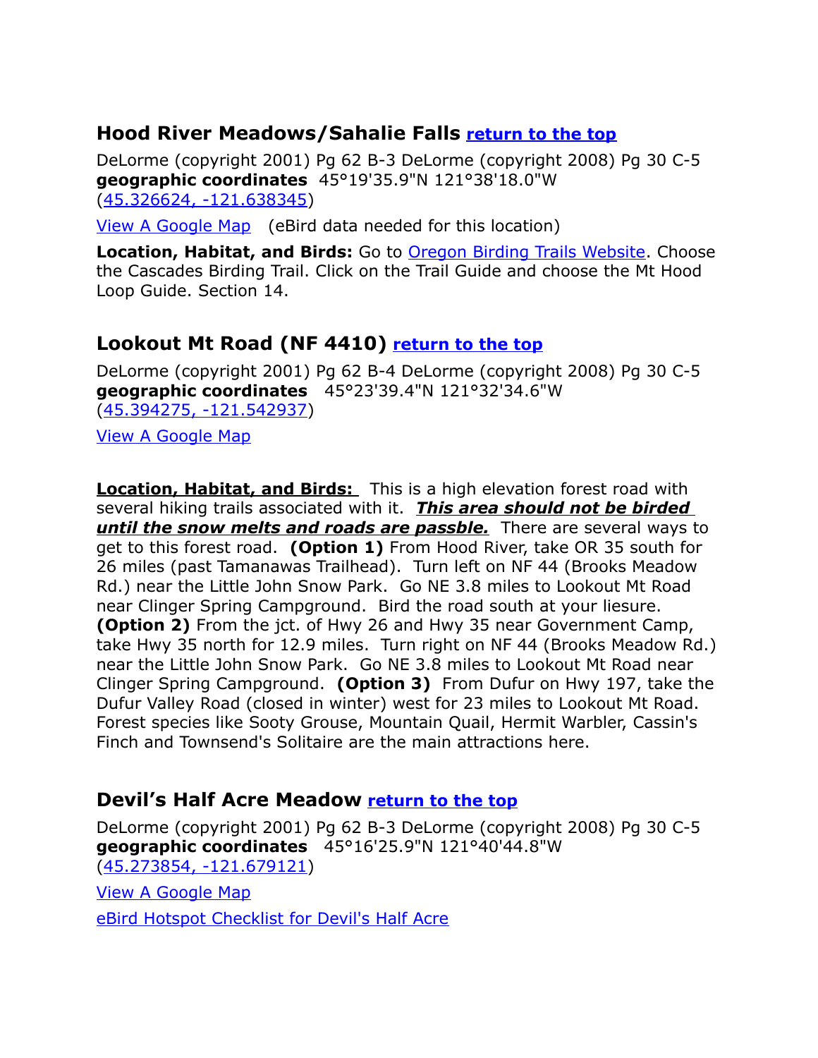## Hood River Meadows/Sahalie Falls [return to the top]

DeLorme (copyright 2001) Pg 62 B-3 DeLorme (copyright 2008) Pg 30 C-5
**geographic coordinates** 45°19'35.9"N 121°38'18.0"W
(45.326624, -121.638345)

View A Google Map (eBird data needed for this location)

**Location, Habitat, and Birds:** Go to Oregon Birding Trails Website. Choose the Cascades Birding Trail. Click on the Trail Guide and choose the Mt Hood Loop Guide. Section 14.

## Lookout Mt Road (NF 4410) [return to the top]

DeLorme (copyright 2001) Pg 62 B-4 DeLorme (copyright 2008) Pg 30 C-5
**geographic coordinates** 45°23'39.4"N 121°32'34.6"W
(45.394275, -121.542937)

View A Google Map

**Location, Habitat, and Birds:** This is a high elevation forest road with several hiking trails associated with it. ***This area should not be birded until the snow melts and roads are passble.*** There are several ways to get to this forest road. **(Option 1)** From Hood River, take OR 35 south for 26 miles (past Tamanawas Trailhead). Turn left on NF 44 (Brooks Meadow Rd.) near the Little John Snow Park. Go NE 3.8 miles to Lookout Mt Road near Clinger Spring Campground. Bird the road south at your liesure. **(Option 2)** From the jct. of Hwy 26 and Hwy 35 near Government Camp, take Hwy 35 north for 12.9 miles. Turn right on NF 44 (Brooks Meadow Rd.) near the Little John Snow Park. Go NE 3.8 miles to Lookout Mt Road near Clinger Spring Campground. **(Option 3)** From Dufur on Hwy 197, take the Dufur Valley Road (closed in winter) west for 23 miles to Lookout Mt Road. Forest species like Sooty Grouse, Mountain Quail, Hermit Warbler, Cassin's Finch and Townsend's Solitaire are the main attractions here.

## Devil's Half Acre Meadow [return to the top]

DeLorme (copyright 2001) Pg 62 B-3 DeLorme (copyright 2008) Pg 30 C-5
**geographic coordinates** 45°16'25.9"N 121°40'44.8"W
(45.273854, -121.679121)

View A Google Map

eBird Hotspot Checklist for Devil's Half Acre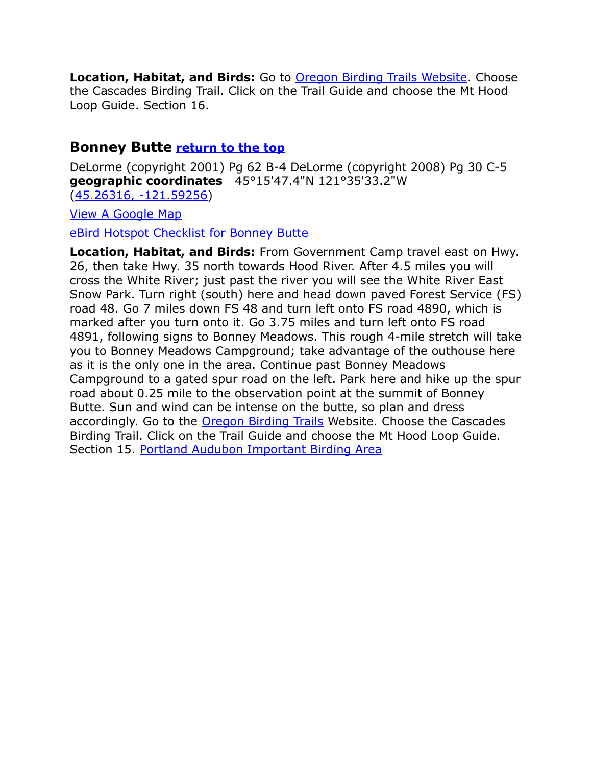**Location, Habitat, and Birds:** Go to Oregon Birding Trails Website. Choose the Cascades Birding Trail. Click on the Trail Guide and choose the Mt Hood Loop Guide. Section 16.

## Bonney Butte return to the top

DeLorme (copyright 2001) Pg 62 B-4 DeLorme (copyright 2008) Pg 30 C-5
**geographic coordinates** 45°15'47.4"N 121°35'33.2"W
(45.26316, -121.59256)

View A Google Map

eBird Hotspot Checklist for Bonney Butte

**Location, Habitat, and Birds:** From Government Camp travel east on Hwy. 26, then take Hwy. 35 north towards Hood River. After 4.5 miles you will cross the White River; just past the river you will see the White River East Snow Park. Turn right (south) here and head down paved Forest Service (FS) road 48. Go 7 miles down FS 48 and turn left onto FS road 4890, which is marked after you turn onto it. Go 3.75 miles and turn left onto FS road 4891, following signs to Bonney Meadows. This rough 4-mile stretch will take you to Bonney Meadows Campground; take advantage of the outhouse here as it is the only one in the area. Continue past Bonney Meadows Campground to a gated spur road on the left. Park here and hike up the spur road about 0.25 mile to the observation point at the summit of Bonney Butte. Sun and wind can be intense on the butte, so plan and dress accordingly. Go to the Oregon Birding Trails Website. Choose the Cascades Birding Trail. Click on the Trail Guide and choose the Mt Hood Loop Guide. Section 15. Portland Audubon Important Birding Area